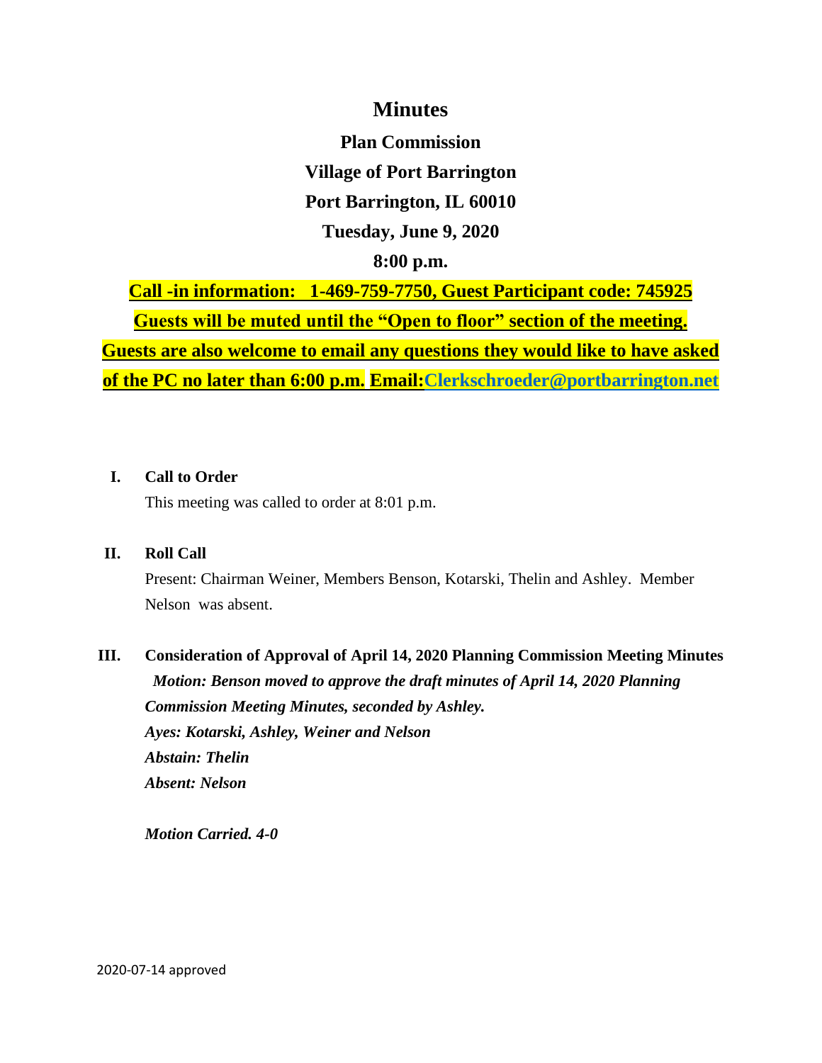# Minutes

**Plan Commission**

**Village of Port Barrington**

**Port Barrington, IL 60010**

**Tuesday, June 9, 2020**

**8:00 p.m.**

**Call -in information: 1-469-759-7750, Guest Participant code: 745925**

**Guests will be muted until the "Open to floor" section of the meeting.**

**Guests are also welcome to email any questions they would like to have asked of the PC no later than 6:00 p.m. Email:Clerkschroeder@portbarrington.net**

**I. Call to Order**

This meeting was called to order at 8:01 p.m.

**II. Roll Call**

Present: Chairman Weiner, Members Benson, Kotarski, Thelin and Ashley. Member Nelson was absent.

**III. Consideration of Approval of April 14, 2020 Planning Commission Meeting Minutes**

***Motion: Benson moved to approve the draft minutes of April 14, 2020 Planning Commission Meeting Minutes, seconded by Ashley.***

***Ayes: Kotarski, Ashley, Weiner and Nelson***

***Abstain: Thelin***

***Absent: Nelson***

***Motion Carried. 4-0***

2020-07-14 approved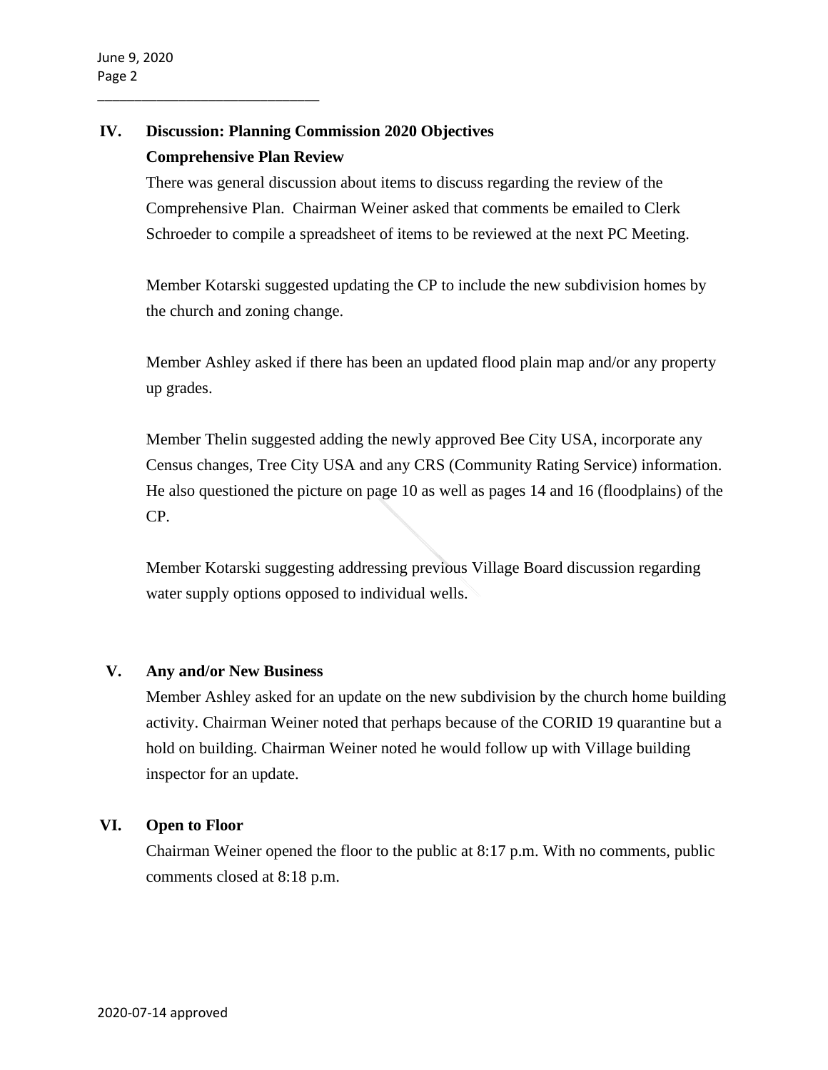## IV. Discussion: Planning Commission 2020 Objectives

### Comprehensive Plan Review

There was general discussion about items to discuss regarding the review of the Comprehensive Plan. Chairman Weiner asked that comments be emailed to Clerk Schroeder to compile a spreadsheet of items to be reviewed at the next PC Meeting.

Member Kotarski suggested updating the CP to include the new subdivision homes by the church and zoning change.

Member Ashley asked if there has been an updated flood plain map and/or any property up grades.

Member Thelin suggested adding the newly approved Bee City USA, incorporate any Census changes, Tree City USA and any CRS (Community Rating Service) information. He also questioned the picture on page 10 as well as pages 14 and 16 (floodplains) of the CP.

Member Kotarski suggesting addressing previous Village Board discussion regarding water supply options opposed to individual wells.

## V. Any and/or New Business

Member Ashley asked for an update on the new subdivision by the church home building activity. Chairman Weiner noted that perhaps because of the CORID 19 quarantine but a hold on building. Chairman Weiner noted he would follow up with Village building inspector for an update.

## VI. Open to Floor

Chairman Weiner opened the floor to the public at 8:17 p.m. With no comments, public comments closed at 8:18 p.m.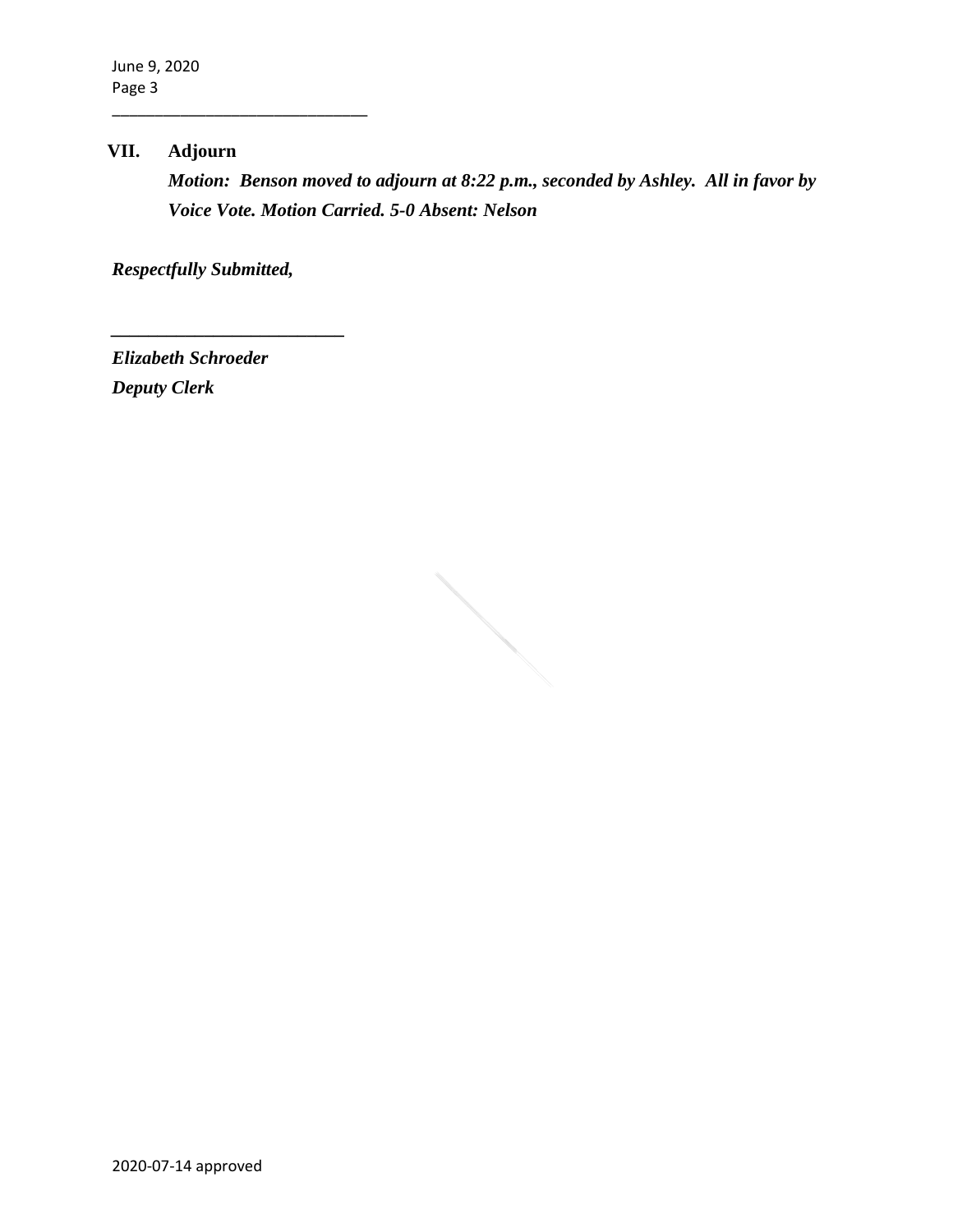## VII. Adjourn

***Motion: Benson moved to adjourn at 8:22 p.m., seconded by Ashley. All in favor by Voice Vote. Motion Carried. 5-0 Absent: Nelson***

***Respectfully Submitted,***

___________________________

***Elizabeth Schroeder***
***Deputy Clerk***

2020-07-14 approved